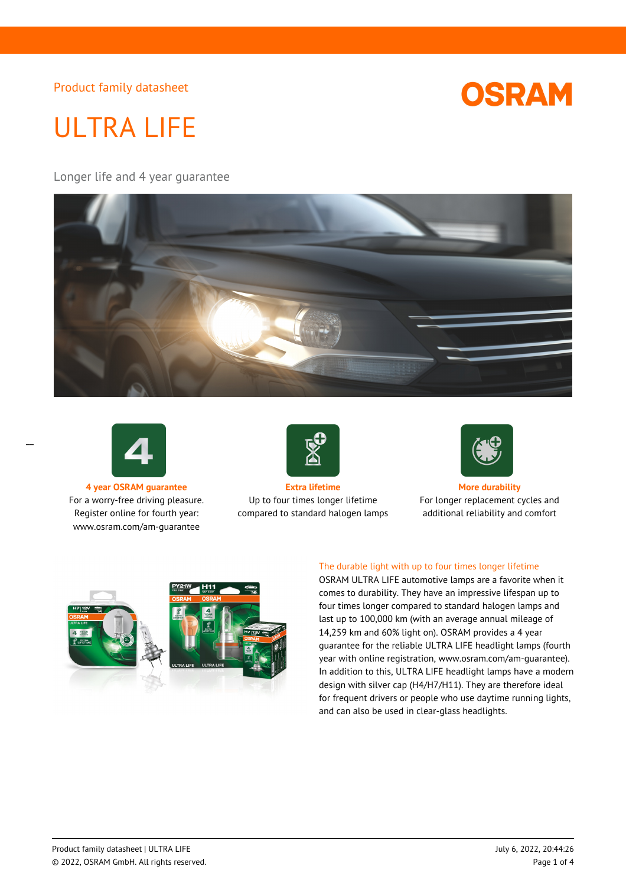Product family datasheet

# ULTRA LIFE

Longer life and 4 year guarantee

**4 year OSRAM guarantee**
For a worry-free driving pleasure. Register online for fourth year: www.osram.com/am-guarantee

**Extra lifetime**
Up to four times longer lifetime compared to standard halogen lamps

**More durability**
For longer replacement cycles and additional reliability and comfort

## The durable light with up to four times longer lifetime

OSRAM ULTRA LIFE automotive lamps are a favorite when it comes to durability. They have an impressive lifespan up to four times longer compared to standard halogen lamps and last up to 100,000 km (with an average annual mileage of 14,259 km and 60% light on). OSRAM provides a 4 year guarantee for the reliable ULTRA LIFE headlight lamps (fourth year with online registration, www.osram.com/am-guarantee). In addition to this, ULTRA LIFE headlight lamps have a modern design with silver cap (H4/H7/H11). They are therefore ideal for frequent drivers or people who use daytime running lights, and can also be used in clear-glass headlights.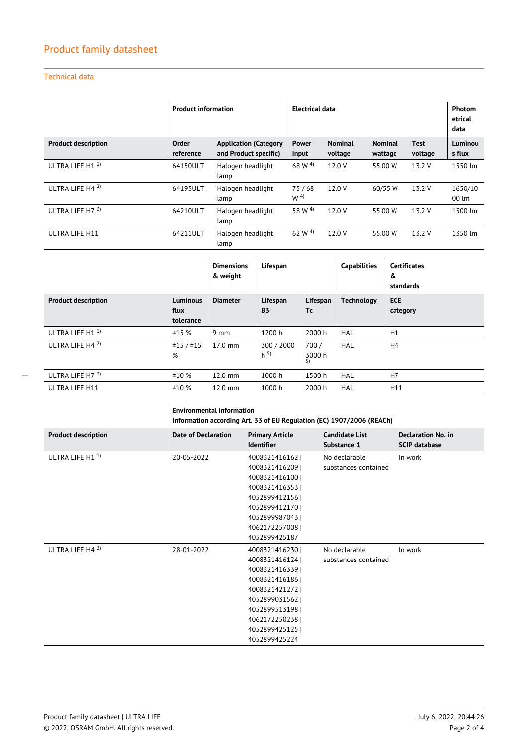# Product family datasheet

## Technical data

| | Product information | | Electrical data | | | | Photometrical data |
|---|---|---|---|---|---|---|---|
| **Product description** | **Order reference** | **Application (Category and Product specific)** | **Power input** | **Nominal voltage** | **Nominal wattage** | **Test voltage** | **Luminous flux** |
| ULTRA LIFE H1 [1] | 64150ULT | Halogen headlight lamp | 68 W [4] | 12.0 V | 55.00 W | 13.2 V | 1550 lm |
| ULTRA LIFE H4 [2] | 64193ULT | Halogen headlight lamp | 75 / 68 W [4] | 12.0 V | 60/55 W | 13.2 V | 1650/1000 lm |
| ULTRA LIFE H7 [3] | 64210ULT | Halogen headlight lamp | 58 W [4] | 12.0 V | 55.00 W | 13.2 V | 1500 lm |
| ULTRA LIFE H11 | 64211ULT | Halogen headlight lamp | 62 W [4] | 12.0 V | 55.00 W | 13.2 V | 1350 lm |

| | | Dimensions & weight | Lifespan | | Capabilities | Certificates & standards |
|---|---|---|---|---|---|---|
| **Product description** | **Luminous flux tolerance** | **Diameter** | **Lifespan B3** | **Lifespan Tc** | **Technology** | **ECE category** |
| ULTRA LIFE H1 [1] | ±15 % | 9 mm | 1200 h | 2000 h | HAL | H1 |
| ULTRA LIFE H4 [2] | ±15 / ±15 % | 17.0 mm | 300 / 2000 h [5] | 700 / 3000 h [5] | HAL | H4 |
| ULTRA LIFE H7 [3] | ±10 % | 12.0 mm | 1000 h | 1500 h | HAL | H7 |
| ULTRA LIFE H11 | ±10 % | 12.0 mm | 1000 h | 2000 h | HAL | H11 |

| | Environmental information<br>Information according Art. 33 of EU Regulation (EC) 1907/2006 (REACh) | | | |
|---|---|---|---|---|
| **Product description** | **Date of Declaration** | **Primary Article Identifier** | **Candidate List Substance 1** | **Declaration No. in SCIP database** |
| ULTRA LIFE H1 [1] | 20-05-2022 | 4008321416162 \| 4008321416209 \| 4008321416100 \| 4008321416353 \| 4052899412156 \| 4052899412170 \| 4052899987043 \| 4062172257008 \| 4052899425187 | No declarable substances contained | In work |
| ULTRA LIFE H4 [2] | 28-01-2022 | 4008321416230 \| 4008321416124 \| 4008321416339 \| 4008321416186 \| 4008321421272 \| 4052899031562 \| 4052899513198 \| 4062172250238 \| 4052899425125 \| 4052899425224 | No declarable substances contained | In work |

Product family datasheet | ULTRA LIFE

© 2022, OSRAM GmbH. All rights reserved.

July 6, 2022, 20:44:26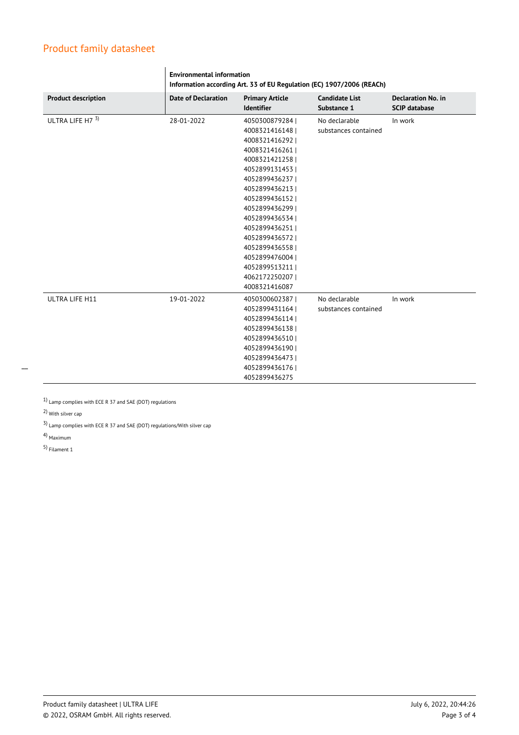# Product family datasheet

| Product description | Environmental information<br>Information according Art. 33 of EU Regulation (EC) 1907/2006 (REACh) | | | |
|---|---|---|---|---|
| | **Date of Declaration** | **Primary Article Identifier** | **Candidate List Substance 1** | **Declaration No. in SCIP database** |
| ULTRA LIFE H7 [3] | 28-01-2022 | 4050300879284 \| 4008321416148 \| 4008321416292 \| 4008321416261 \| 4008321421258 \| 4052899131453 \| 4052899436237 \| 4052899436213 \| 4052899436152 \| 4052899436299 \| 4052899436534 \| 4052899436251 \| 4052899436572 \| 4052899436558 \| 4052899476004 \| 4052899513211 \| 4062172250207 \| 4008321416087 | No declarable substances contained | In work |
| ULTRA LIFE H11 | 19-01-2022 | 4050300602387 \| 4052899431164 \| 4052899436114 \| 4052899436138 \| 4052899436510 \| 4052899436190 \| 4052899436473 \| 4052899436176 \| 4052899436275 | No declarable substances contained | In work |

[1] Lamp complies with ECE R 37 and SAE (DOT) regulations

[2] With silver cap

[3] Lamp complies with ECE R 37 and SAE (DOT) regulations/With silver cap

[4] Maximum

[5] Filament 1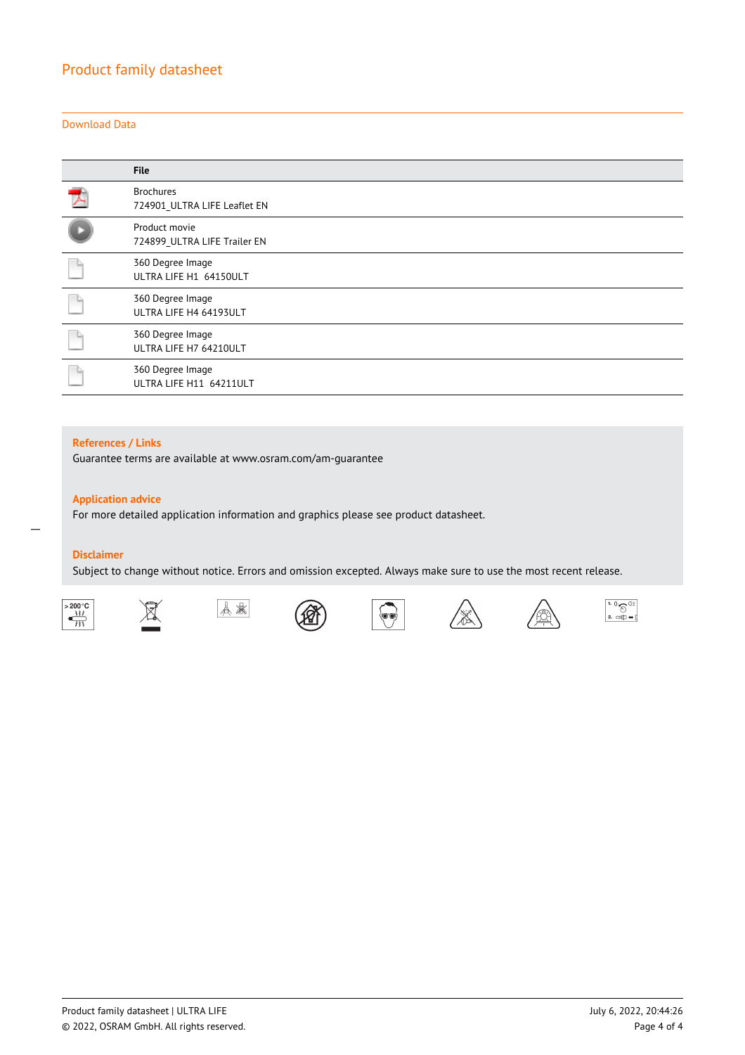# Product family datasheet

## Download Data

| | File |
|---|---|
| | Brochures<br>724901_ULTRA LIFE Leaflet EN |
| | Product movie<br>724899_ULTRA LIFE Trailer EN |
| | 360 Degree Image<br>ULTRA LIFE H1 64150ULT |
| | 360 Degree Image<br>ULTRA LIFE H4 64193ULT |
| | 360 Degree Image<br>ULTRA LIFE H7 64210ULT |
| | 360 Degree Image<br>ULTRA LIFE H11 64211ULT |

### References / Links

Guarantee terms are available at www.osram.com/am-guarantee

### Application advice

For more detailed application information and graphics please see product datasheet.

### Disclaimer

Subject to change without notice. Errors and omission excepted. Always make sure to use the most recent release.

> 200°C